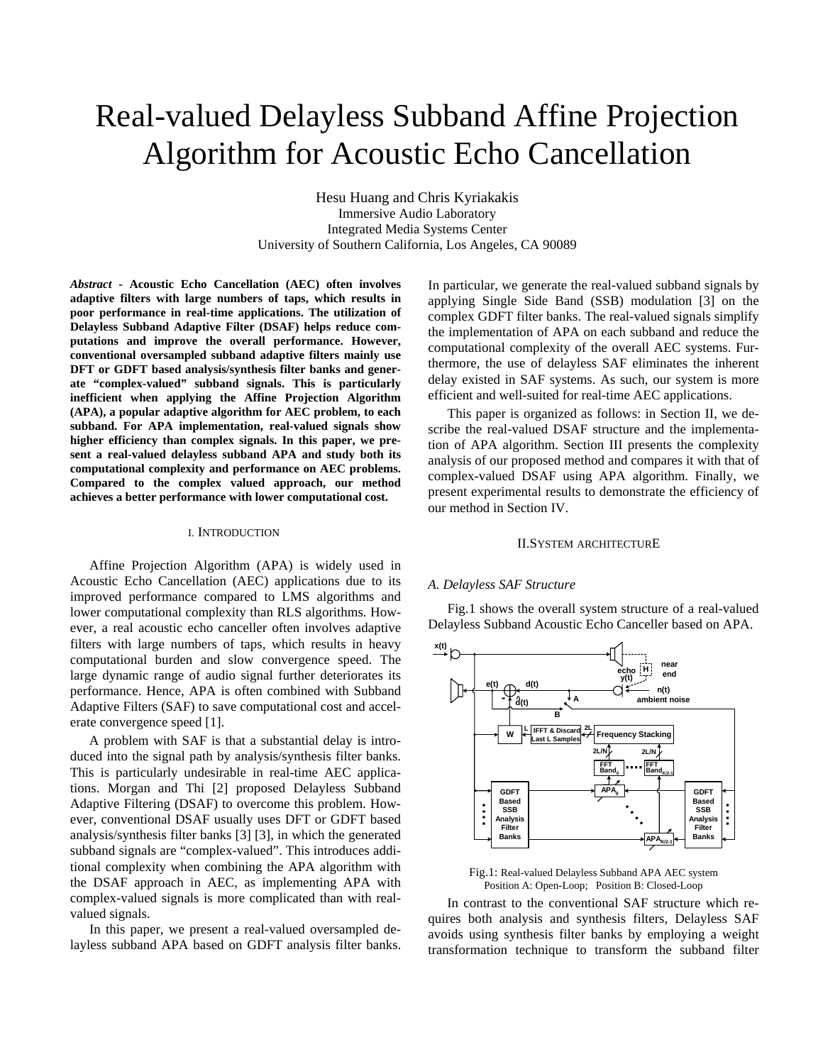# Real-valued Delayless Subband Affine Projection Algorithm for Acoustic Echo Cancellation

Hesu Huang and Chris Kyriakakis
Immersive Audio Laboratory
Integrated Media Systems Center
University of Southern California, Los Angeles, CA 90089

***Abstract*** - **Acoustic Echo Cancellation (AEC) often involves adaptive filters with large numbers of taps, which results in poor performance in real-time applications. The utilization of Delayless Subband Adaptive Filter (DSAF) helps reduce computations and improve the overall performance. However, conventional oversampled subband adaptive filters mainly use DFT or GDFT based analysis/synthesis filter banks and generate "complex-valued" subband signals. This is particularly inefficient when applying the Affine Projection Algorithm (APA), a popular adaptive algorithm for AEC problem, to each subband. For APA implementation, real-valued signals show higher efficiency than complex signals. In this paper, we present a real-valued delayless subband APA and study both its computational complexity and performance on AEC problems. Compared to the complex valued approach, our method achieves a better performance with lower computational cost.**

## I. Introduction

Affine Projection Algorithm (APA) is widely used in Acoustic Echo Cancellation (AEC) applications due to its improved performance compared to LMS algorithms and lower computational complexity than RLS algorithms. However, a real acoustic echo canceller often involves adaptive filters with large numbers of taps, which results in heavy computational burden and slow convergence speed. The large dynamic range of audio signal further deteriorates its performance. Hence, APA is often combined with Subband Adaptive Filters (SAF) to save computational cost and accelerate convergence speed [1].

A problem with SAF is that a substantial delay is introduced into the signal path by analysis/synthesis filter banks. This is particularly undesirable in real-time AEC applications. Morgan and Thi [2] proposed Delayless Subband Adaptive Filtering (DSAF) to overcome this problem. However, conventional DSAF usually uses DFT or GDFT based analysis/synthesis filter banks [3] [3], in which the generated subband signals are "complex-valued". This introduces additional complexity when combining the APA algorithm with the DSAF approach in AEC, as implementing APA with complex-valued signals is more complicated than with real-valued signals.

In this paper, we present a real-valued oversampled delayless subband APA based on GDFT analysis filter banks. In particular, we generate the real-valued subband signals by applying Single Side Band (SSB) modulation [3] on the complex GDFT filter banks. The real-valued signals simplify the implementation of APA on each subband and reduce the computational complexity of the overall AEC systems. Furthermore, the use of delayless SAF eliminates the inherent delay existed in SAF systems. As such, our system is more efficient and well-suited for real-time AEC applications.

This paper is organized as follows: in Section II, we describe the real-valued DSAF structure and the implementation of APA algorithm. Section III presents the complexity analysis of our proposed method and compares it with that of complex-valued DSAF using APA algorithm. Finally, we present experimental results to demonstrate the efficiency of our method in Section IV.

## II. System Architecture

### *A. Delayless SAF Structure*

Fig.1 shows the overall system structure of a real-valued Delayless Subband Acoustic Echo Canceller based on APA.

Fig.1: Real-valued Delayless Subband APA AEC system
Position A: Open-Loop; Position B: Closed-Loop

In contrast to the conventional SAF structure which requires both analysis and synthesis filters, Delayless SAF avoids using synthesis filter banks by employing a weight transformation technique to transform the subband filter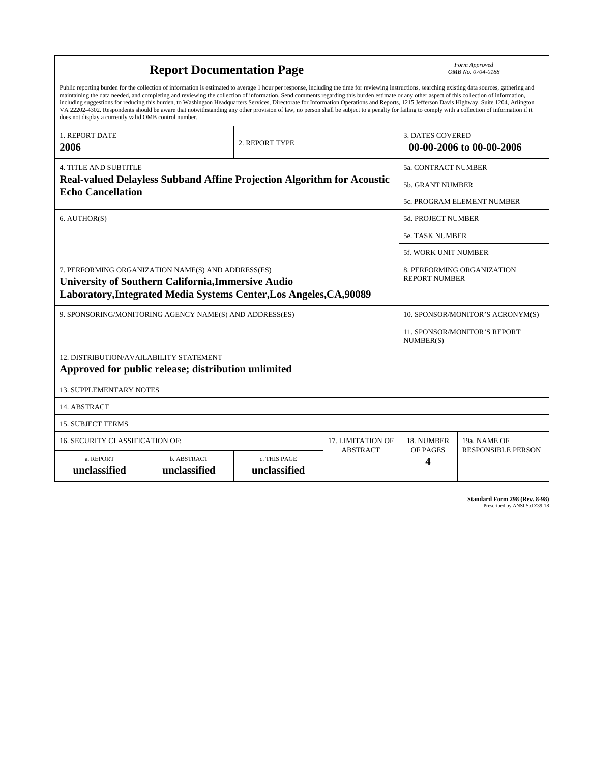# Report Documentation Page

*Form Approved*
*OMB No. 0704-0188*

Public reporting burden for the collection of information is estimated to average 1 hour per response, including the time for reviewing instructions, searching existing data sources, gathering and maintaining the data needed, and completing and reviewing the collection of information. Send comments regarding this burden estimate or any other aspect of this collection of information, including suggestions for reducing this burden, to Washington Headquarters Services, Directorate for Information Operations and Reports, 1215 Jefferson Davis Highway, Suite 1204, Arlington VA 22202-4302. Respondents should be aware that notwithstanding any other provision of law, no person shall be subject to a penalty for failing to comply with a collection of information if it does not display a currently valid OMB control number.

| 1. REPORT DATE | 2. REPORT TYPE | 3. DATES COVERED |
|---|---|---|
| **2006** | | **00-00-2006 to 00-00-2006** |

| 4. TITLE AND SUBTITLE | |
|---|---|
| **Real-valued Delayless Subband Affine Projection Algorithm for Acoustic Echo Cancellation** | 5a. CONTRACT NUMBER |
| | 5b. GRANT NUMBER |
| | 5c. PROGRAM ELEMENT NUMBER |
| 6. AUTHOR(S) | 5d. PROJECT NUMBER |
| | 5e. TASK NUMBER |
| | 5f. WORK UNIT NUMBER |
| 7. PERFORMING ORGANIZATION NAME(S) AND ADDRESS(ES) **University of Southern California,Immersive Audio Laboratory,Integrated Media Systems Center,Los Angeles,CA,90089** | 8. PERFORMING ORGANIZATION REPORT NUMBER |
| 9. SPONSORING/MONITORING AGENCY NAME(S) AND ADDRESS(ES) | 10. SPONSOR/MONITOR'S ACRONYM(S) |
| | 11. SPONSOR/MONITOR'S REPORT NUMBER(S) |

12. DISTRIBUTION/AVAILABILITY STATEMENT
**Approved for public release; distribution unlimited**

13. SUPPLEMENTARY NOTES

14. ABSTRACT

15. SUBJECT TERMS

| 16. SECURITY CLASSIFICATION OF: | | | 17. LIMITATION OF ABSTRACT | 18. NUMBER OF PAGES | 19a. NAME OF RESPONSIBLE PERSON |
|---|---|---|---|---|---|
| a. REPORT **unclassified** | b. ABSTRACT **unclassified** | c. THIS PAGE **unclassified** | | **4** | |

**Standard Form 298 (Rev. 8-98)**
Prescribed by ANSI Std Z39-18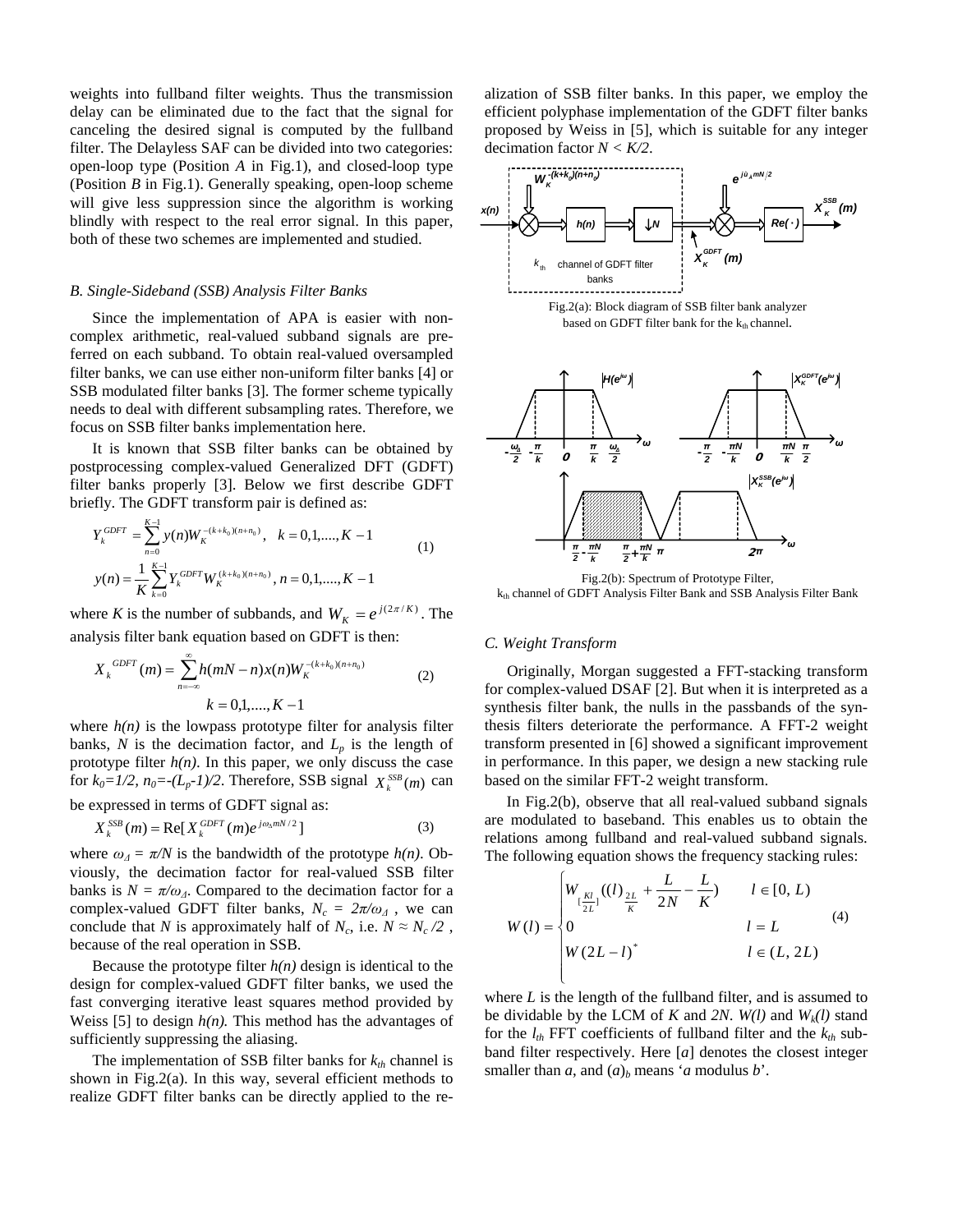weights into fullband filter weights. Thus the transmission delay can be eliminated due to the fact that the signal for canceling the desired signal is computed by the fullband filter. The Delayless SAF can be divided into two categories: open-loop type (Position *A* in Fig.1), and closed-loop type (Position *B* in Fig.1). Generally speaking, open-loop scheme will give less suppression since the algorithm is working blindly with respect to the real error signal. In this paper, both of these two schemes are implemented and studied.

### *B. Single-Sideband (SSB) Analysis Filter Banks*

Since the implementation of APA is easier with non-complex arithmetic, real-valued subband signals are preferred on each subband. To obtain real-valued oversampled filter banks, we can use either non-uniform filter banks [4] or SSB modulated filter banks [3]. The former scheme typically needs to deal with different subsampling rates. Therefore, we focus on SSB filter banks implementation here.

It is known that SSB filter banks can be obtained by postprocessing complex-valued Generalized DFT (GDFT) filter banks properly [3]. Below we first describe GDFT briefly. The GDFT transform pair is defined as:

$$
\begin{aligned}
Y_k^{GDFT} &= \sum_{n=0}^{K-1} y(n) W_K^{-(k+k_0)(n+n_0)}, \quad k = 0,1,....,K-1 \\
y(n) &= \frac{1}{K}\sum_{k=0}^{K-1} Y_k^{GDFT} W_K^{(k+k_0)(n+n_0)}, \; n = 0,1,....,K-1
\end{aligned} \tag{1}
$$

where $K$ is the number of subbands, and $W_K = e^{j(2\pi/K)}$. The analysis filter bank equation based on GDFT is then:

$$
X_k^{GDFT}(m) = \sum_{n=-\infty}^{\infty} h(mN-n) x(n) W_K^{-(k+k_0)(n+n_0)} \qquad k = 0,1,....,K-1 \tag{2}
$$

where $h(n)$ is the lowpass prototype filter for analysis filter banks, $N$ is the decimation factor, and $L_p$ is the length of prototype filter $h(n)$. In this paper, we only discuss the case for $k_0=1/2$, $n_0=-(L_p-1)/2$. Therefore, SSB signal $X_k^{SSB}(m)$ can be expressed in terms of GDFT signal as:

$$
X_k^{SSB}(m) = \mathrm{Re}[X_k^{GDFT}(m) e^{j\omega_\Delta m N/2}] \tag{3}
$$

where $\omega_\Delta = \pi/N$ is the bandwidth of the prototype $h(n)$. Obviously, the decimation factor for real-valued SSB filter banks is $N = \pi/\omega_\Delta$. Compared to the decimation factor for a complex-valued GDFT filter banks, $N_c = 2\pi/\omega_\Delta$, we can conclude that $N$ is approximately half of $N_c$, i.e. $N \approx N_c/2$, because of the real operation in SSB.

Because the prototype filter $h(n)$ design is identical to the design for complex-valued GDFT filter banks, we used the fast converging iterative least squares method provided by Weiss [5] to design $h(n)$. This method has the advantages of sufficiently suppressing the aliasing.

The implementation of SSB filter banks for $k_{th}$ channel is shown in Fig.2(a). In this way, several efficient methods to realize GDFT filter banks can be directly applied to the realization of SSB filter banks. In this paper, we employ the efficient polyphase implementation of the GDFT filter banks proposed by Weiss in [5], which is suitable for any integer decimation factor $N < K/2$.

Fig.2(a): Block diagram of SSB filter bank analyzer based on GDFT filter bank for the $k_{th}$ channel.

Fig.2(b): Spectrum of Prototype Filter, $k_{th}$ channel of GDFT Analysis Filter Bank and SSB Analysis Filter Bank

### *C. Weight Transform*

Originally, Morgan suggested a FFT-stacking transform for complex-valued DSAF [2]. But when it is interpreted as a synthesis filter bank, the nulls in the passbands of the synthesis filters deteriorate the performance. A FFT-2 weight transform presented in [6] showed a significant improvement in performance. In this paper, we design a new stacking rule based on the similar FFT-2 weight transform.

In Fig.2(b), observe that all real-valued subband signals are modulated to baseband. This enables us to obtain the relations among fullband and real-valued subband signals. The following equation shows the frequency stacking rules:

$$
W(l) = \begin{cases} W_{[\frac{Kl}{2L}]}\left((l)_{\frac{2L}{K}} + \frac{L}{2N} - \frac{L}{K}\right) & l \in [0,\, L) \\ 0 & l = L \\ W(2L-l)^* & l \in (L,\, 2L) \end{cases} \tag{4}
$$

where $L$ is the length of the fullband filter, and is assumed to be dividable by the LCM of $K$ and $2N$. $W(l)$ and $W_k(l)$ stand for the $l_{th}$ FFT coefficients of fullband filter and the $k_{th}$ subband filter respectively. Here $[a]$ denotes the closest integer smaller than $a$, and $(a)_b$ means '$a$ modulus $b$'.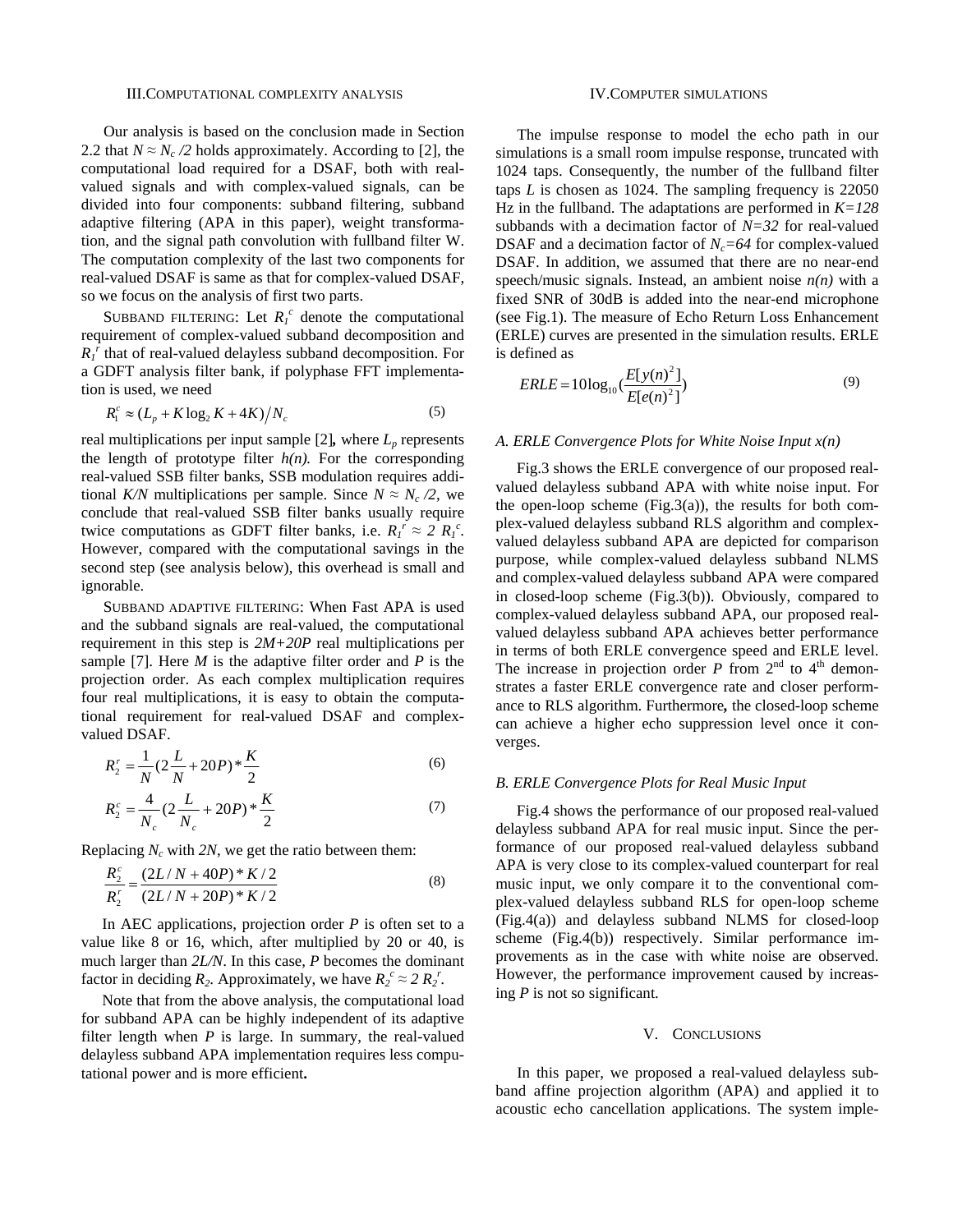## III. COMPUTATIONAL COMPLEXITY ANALYSIS

Our analysis is based on the conclusion made in Section 2.2 that $N \approx N_c/2$ holds approximately. According to [2], the computational load required for a DSAF, both with real-valued signals and with complex-valued signals, can be divided into four components: subband filtering, subband adaptive filtering (APA in this paper), weight transformation, and the signal path convolution with fullband filter W. The computation complexity of the last two components for real-valued DSAF is same as that for complex-valued DSAF, so we focus on the analysis of first two parts.

SUBBAND FILTERING: Let $R_1^c$ denote the computational requirement of complex-valued subband decomposition and $R_1^r$ that of real-valued delayless subband decomposition. For a GDFT analysis filter bank, if polyphase FFT implementation is used, we need

$$R_1^c \approx (L_p + K\log_2 K + 4K)/N_c \tag{5}$$

real multiplications per input sample [2], where $L_p$ represents the length of prototype filter $h(n)$. For the corresponding real-valued SSB filter banks, SSB modulation requires additional $K/N$ multiplications per sample. Since $N \approx N_c/2$, we conclude that real-valued SSB filter banks usually require twice computations as GDFT filter banks, i.e. $R_1^r \approx 2\, R_1^c$. However, compared with the computational savings in the second step (see analysis below), this overhead is small and ignorable.

SUBBAND ADAPTIVE FILTERING: When Fast APA is used and the subband signals are real-valued, the computational requirement in this step is $2M+20P$ real multiplications per sample [7]. Here $M$ is the adaptive filter order and $P$ is the projection order. As each complex multiplication requires four real multiplications, it is easy to obtain the computational requirement for real-valued DSAF and complex-valued DSAF.

$$R_2^r = \frac{1}{N}\left(2\frac{L}{N} + 20P\right) * \frac{K}{2} \tag{6}$$

$$R_2^c = \frac{4}{N_c}\left(2\frac{L}{N_c} + 20P\right) * \frac{K}{2} \tag{7}$$

Replacing $N_c$ with $2N$, we get the ratio between them:

$$\frac{R_2^c}{R_2^r} = \frac{(2L/N + 40P) * K/2}{(2L/N + 20P) * K/2} \tag{8}$$

In AEC applications, projection order $P$ is often set to a value like 8 or 16, which, after multiplied by 20 or 40, is much larger than $2L/N$. In this case, $P$ becomes the dominant factor in deciding $R_2$. Approximately, we have $R_2^c \approx 2\, R_2^r$.

Note that from the above analysis, the computational load for subband APA can be highly independent of its adaptive filter length when $P$ is large. In summary, the real-valued delayless subband APA implementation requires less computational power and is more efficient**.**

## IV. COMPUTER SIMULATIONS

The impulse response to model the echo path in our simulations is a small room impulse response, truncated with 1024 taps. Consequently, the number of the fullband filter taps $L$ is chosen as 1024. The sampling frequency is 22050 Hz in the fullband. The adaptations are performed in $K=128$ subbands with a decimation factor of $N=32$ for real-valued DSAF and a decimation factor of $N_c=64$ for complex-valued DSAF. In addition, we assumed that there are no near-end speech/music signals. Instead, an ambient noise $n(n)$ with a fixed SNR of 30dB is added into the near-end microphone (see Fig.1). The measure of Echo Return Loss Enhancement (ERLE) curves are presented in the simulation results. ERLE is defined as

$$ERLE = 10\log_{10}\left(\frac{E[y(n)^2]}{E[e(n)^2]}\right) \tag{9}$$

### A. ERLE Convergence Plots for White Noise Input x(n)

Fig.3 shows the ERLE convergence of our proposed real-valued delayless subband APA with white noise input. For the open-loop scheme (Fig.3(a)), the results for both complex-valued delayless subband RLS algorithm and complex-valued delayless subband APA are depicted for comparison purpose, while complex-valued delayless subband NLMS and complex-valued delayless subband APA were compared in closed-loop scheme (Fig.3(b)). Obviously, compared to complex-valued delayless subband APA, our proposed real-valued delayless subband APA achieves better performance in terms of both ERLE convergence speed and ERLE level. The increase in projection order $P$ from $2^{nd}$ to $4^{th}$ demonstrates a faster ERLE convergence rate and closer performance to RLS algorithm. Furthermore**,** the closed-loop scheme can achieve a higher echo suppression level once it converges.

### B. ERLE Convergence Plots for Real Music Input

Fig.4 shows the performance of our proposed real-valued delayless subband APA for real music input. Since the performance of our proposed real-valued delayless subband APA is very close to its complex-valued counterpart for real music input, we only compare it to the conventional complex-valued delayless subband RLS for open-loop scheme (Fig.4(a)) and delayless subband NLMS for closed-loop scheme (Fig.4(b)) respectively. Similar performance improvements as in the case with white noise are observed. However, the performance improvement caused by increasing $P$ is not so significant.

## V. CONCLUSIONS

In this paper, we proposed a real-valued delayless subband affine projection algorithm (APA) and applied it to acoustic echo cancellation applications. The system imple-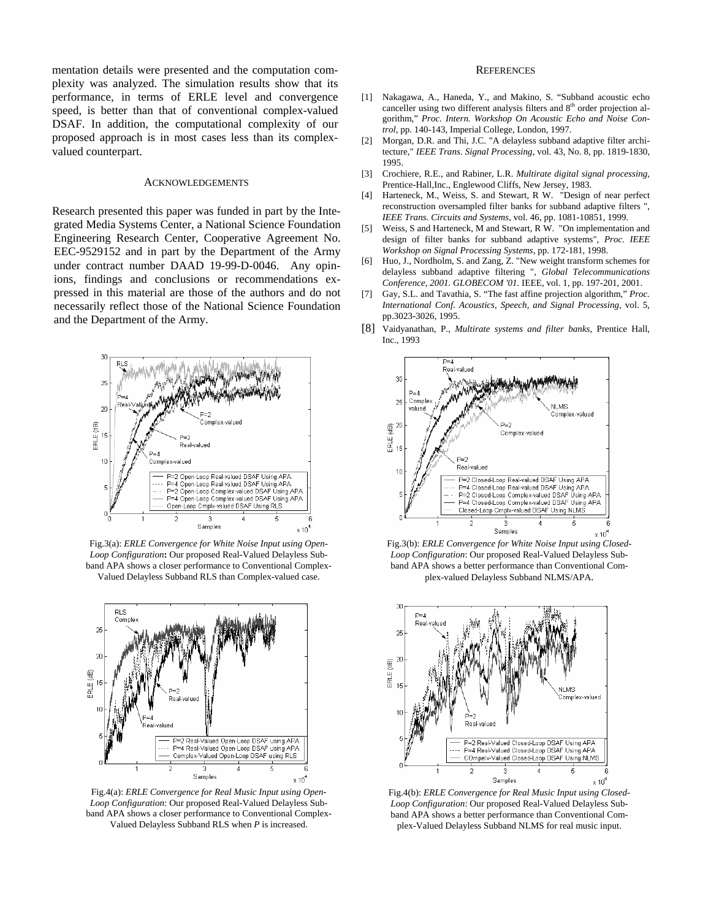mentation details were presented and the computation complexity was analyzed. The simulation results show that its performance, in terms of ERLE level and convergence speed, is better than that of conventional complex-valued DSAF. In addition, the computational complexity of our proposed approach is in most cases less than its complex-valued counterpart.

## ACKNOWLEDGEMENTS

Research presented this paper was funded in part by the Integrated Media Systems Center, a National Science Foundation Engineering Research Center, Cooperative Agreement No. EEC-9529152 and in part by the Department of the Army under contract number DAAD 19-99-D-0046. Any opinions, findings and conclusions or recommendations expressed in this material are those of the authors and do not necessarily reflect those of the National Science Foundation and the Department of the Army.

30
25
20
15
10
5
0
ERLE (dB)
0 1 2 3 4 5 6
Samples
x 10^4
RLS
P=4
Real-Valued
P=2
Complex-valued
P=2
Real-valued
P=4
Complex-valued
P=2 Open-Loop Real-valued DSAF Using APA
P=4 Open-Loop Real-valued DSAF Using APA
P=2 Open-Loop Complex-valued DSAF Using APA
P=4 Open-Loop Complex-valued DSAF Using APA
Open-Loop Cmplx-valued DSAF Using RLS

Fig.3(a): *ERLE Convergence for White Noise Input using Open-Loop Configuration*: Our proposed Real-Valued Delayless Subband APA shows a closer performance to Conventional Complex-Valued Delayless Subband RLS than Complex-valued case.

25
20
15
10
5
0
ERLE (dB)
1 2 3 4 5 6
Samples
x 10^4
RLS
Complex
P=2
Real-valued
P=4
Real-valued
P=2 Real-Valued Open-Loop DSAF using APA
P=4 Real-Valued Open-Loop DSAF using APA
Complex-Valued Open-Loop DSAF using RLS

Fig.4(a): *ERLE Convergence for Real Music Input using Open-Loop Configuration*: Our proposed Real-Valued Delayless Subband APA shows a closer performance to Conventional Complex-Valued Delayless Subband RLS when *P* is increased.

## REFERENCES

[1] Nakagawa, A., Haneda, Y., and Makino, S. "Subband acoustic echo canceller using two different analysis filters and 8th order projection algorithm," *Proc. Intern. Workshop On Acoustic Echo and Noise Control*, pp. 140-143, Imperial College, London, 1997.

[2] Morgan, D.R. and Thi, J.C. "A delayless subband adaptive filter architecture," *IEEE Trans. Signal Processing*, vol. 43, No. 8, pp. 1819-1830, 1995.

[3] Crochiere, R.E., and Rabiner, L.R. *Multirate digital signal processing*, Prentice-Hall,Inc., Englewood Cliffs, New Jersey, 1983.

[4] Harteneck, M., Weiss, S. and Stewart, R W. "Design of near perfect reconstruction oversampled filter banks for subband adaptive filters ", *IEEE Trans. Circuits and Systems*, vol. 46, pp. 1081-10851, 1999.

[5] Weiss, S and Harteneck, M and Stewart, R W. "On implementation and design of filter banks for subband adaptive systems", *Proc. IEEE Workshop on Signal Processing Systems*, pp. 172-181, 1998.

[6] Huo, J., Nordholm, S. and Zang, Z. "New weight transform schemes for delayless subband adaptive filtering ", *Global Telecommunications Conference, 2001. GLOBECOM '01*. IEEE, vol. 1, pp. 197-201, 2001.

[7] Gay, S.L. and Tavathia, S. "The fast affine projection algorithm," *Proc. International Conf. Acoustics, Speech, and Signal Processing*, vol. 5, pp.3023-3026, 1995.

[8] Vaidyanathan, P., *Multirate systems and filter banks*, Prentice Hall, Inc., 1993

30
25
20
15
10
5
0
ERLE (dB)
1 2 3 4 5 6
Samples
x 10^4
P=4
Real-valued
P=4
Complex
valued
NLMS
Complex-valued
P=2
Complex-valued
P=2
Real-valued
P=2 Closed-Loop Real-valued DSAF Using APA
P=4 Closed-Loop Real-valued DSAF Using APA
P=2 Closed-Loop Complex-valued DSAF Using APA
P=4 Closed-Loop Complex-valued DSAF Using APA
Closed-Loop Cmplx-valued DSAF Using NLMS

Fig.3(b): *ERLE Convergence for White Noise Input using Closed-Loop Configuration*: Our proposed Real-Valued Delayless Subband APA shows a better performance than Conventional Complex-valued Delayless Subband NLMS/APA.

30
25
20
15
10
5
0
ERLE (dB)
1 2 3 4 5 6
Samples
x 10^4
P=4
Real-valued
NLMS
Complex-valued
P=2
Real-valued
P=2 Real-Valued Closed-Loop DSAF Using APA
P=4 Real-Valued Closed-Loop DSAF Using APA
COmpelx-Valued Closed-Loop DSAF Using NLMS

Fig.4(b): *ERLE Convergence for Real Music Input using Closed-Loop Configuration*: Our proposed Real-Valued Delayless Subband APA shows a better performance than Conventional Complex-Valued Delayless Subband NLMS for real music input.